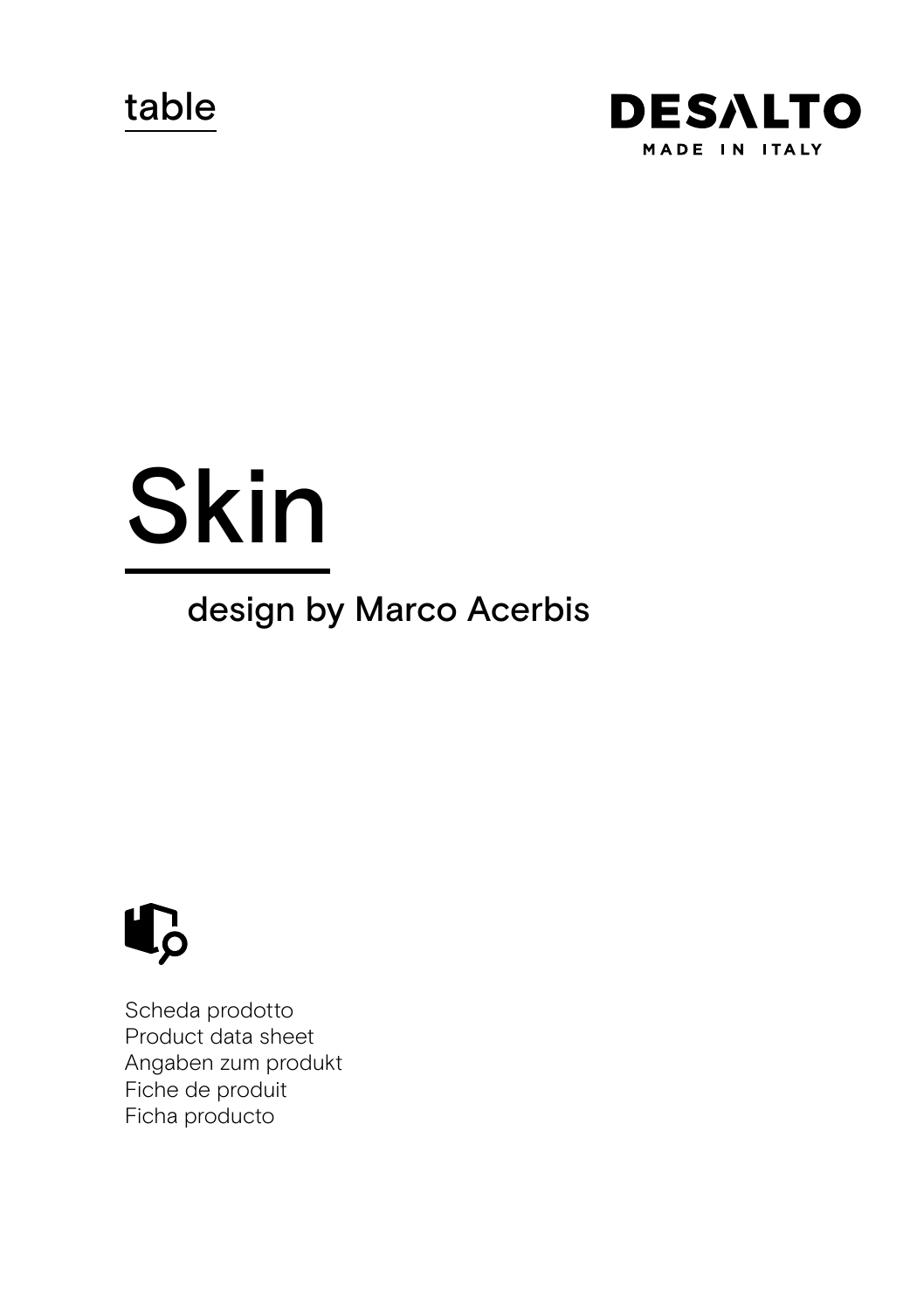table

DESALTO
MADE IN ITALY

# Skin

design by Marco Acerbis

Scheda prodotto
Product data sheet
Angaben zum produkt
Fiche de produit
Ficha producto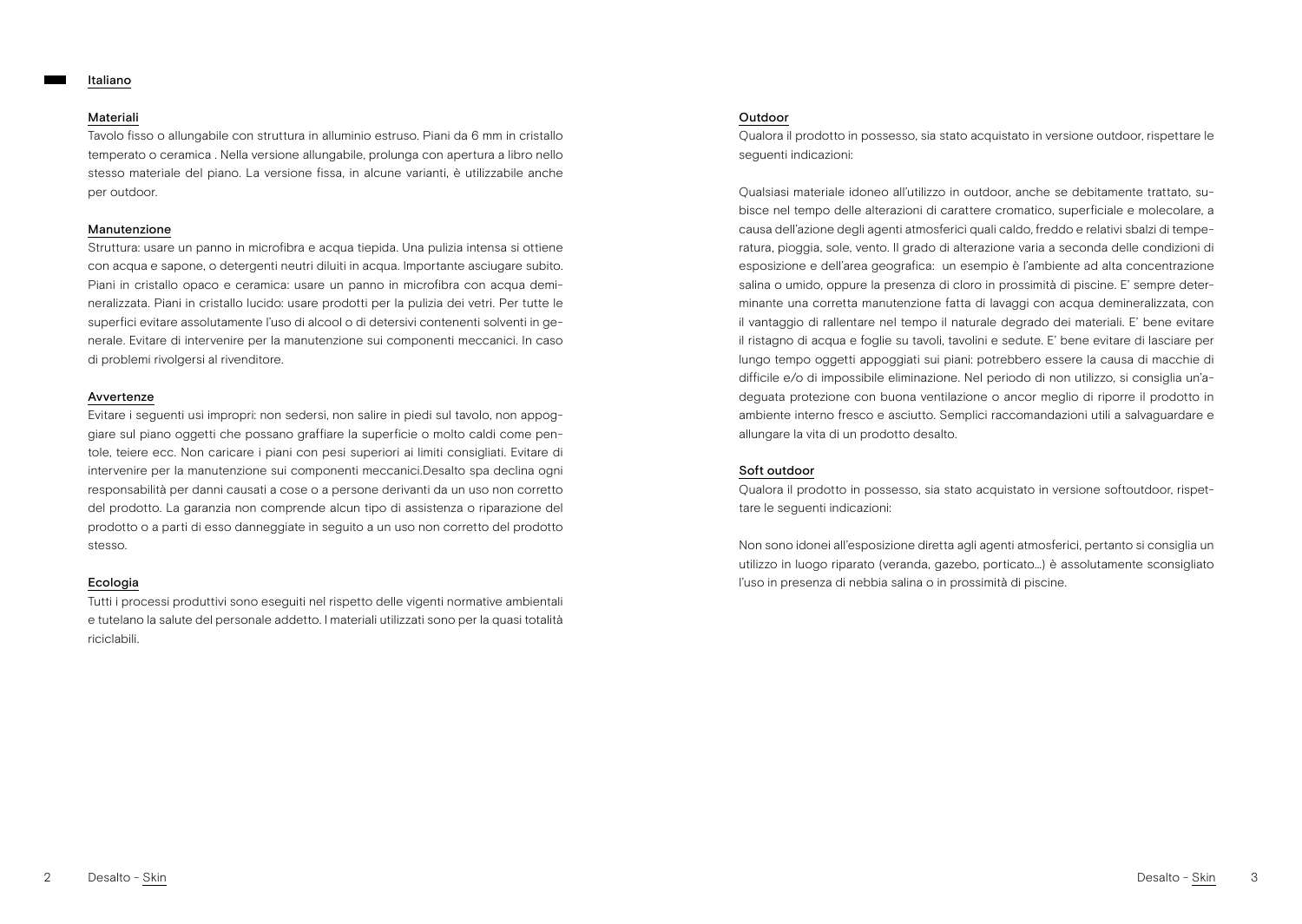## Italiano

### Materiali

Tavolo fisso o allungabile con struttura in alluminio estruso. Piani da 6 mm in cristallo temperato o ceramica . Nella versione allungabile, prolunga con apertura a libro nello stesso materiale del piano. La versione fissa, in alcune varianti, è utilizzabile anche per outdoor.

### Manutenzione

Struttura: usare un panno in microfibra e acqua tiepida. Una pulizia intensa si ottiene con acqua e sapone, o detergenti neutri diluiti in acqua. Importante asciugare subito. Piani in cristallo opaco e ceramica: usare un panno in microfibra con acqua demineralizzata. Piani in cristallo lucido: usare prodotti per la pulizia dei vetri. Per tutte le superfici evitare assolutamente l'uso di alcool o di detersivi contenenti solventi in generale. Evitare di intervenire per la manutenzione sui componenti meccanici. In caso di problemi rivolgersi al rivenditore.

### Avvertenze

Evitare i seguenti usi impropri: non sedersi, non salire in piedi sul tavolo, non appoggiare sul piano oggetti che possano graffiare la superficie o molto caldi come pentole, teiere ecc. Non caricare i piani con pesi superiori ai limiti consigliati. Evitare di intervenire per la manutenzione sui componenti meccanici.Desalto spa declina ogni responsabilità per danni causati a cose o a persone derivanti da un uso non corretto del prodotto. La garanzia non comprende alcun tipo di assistenza o riparazione del prodotto o a parti di esso danneggiate in seguito a un uso non corretto del prodotto stesso.

### Ecologia

Tutti i processi produttivi sono eseguiti nel rispetto delle vigenti normative ambientali e tutelano la salute del personale addetto. I materiali utilizzati sono per la quasi totalità riciclabili.

### Outdoor

Qualora il prodotto in possesso, sia stato acquistato in versione outdoor, rispettare le seguenti indicazioni:

Qualsiasi materiale idoneo all'utilizzo in outdoor, anche se debitamente trattato, subisce nel tempo delle alterazioni di carattere cromatico, superficiale e molecolare, a causa dell'azione degli agenti atmosferici quali caldo, freddo e relativi sbalzi di temperatura, pioggia, sole, vento. Il grado di alterazione varia a seconda delle condizioni di esposizione e dell'area geografica: un esempio è l'ambiente ad alta concentrazione salina o umido, oppure la presenza di cloro in prossimità di piscine. E' sempre determinante una corretta manutenzione fatta di lavaggi con acqua demineralizzata, con il vantaggio di rallentare nel tempo il naturale degrado dei materiali. E' bene evitare il ristagno di acqua e foglie su tavoli, tavolini e sedute. E' bene evitare di lasciare per lungo tempo oggetti appoggiati sui piani: potrebbero essere la causa di macchie di difficile e/o di impossibile eliminazione. Nel periodo di non utilizzo, si consiglia un'adeguata protezione con buona ventilazione o ancor meglio di riporre il prodotto in ambiente interno fresco e asciutto. Semplici raccomandazioni utili a salvaguardare e allungare la vita di un prodotto desalto.

### Soft outdoor

Qualora il prodotto in possesso, sia stato acquistato in versione softoutdoor, rispettare le seguenti indicazioni:

Non sono idonei all'esposizione diretta agli agenti atmosferici, pertanto si consiglia un utilizzo in luogo riparato (veranda, gazebo, porticato...) è assolutamente sconsigliato l'uso in presenza di nebbia salina o in prossimità di piscine.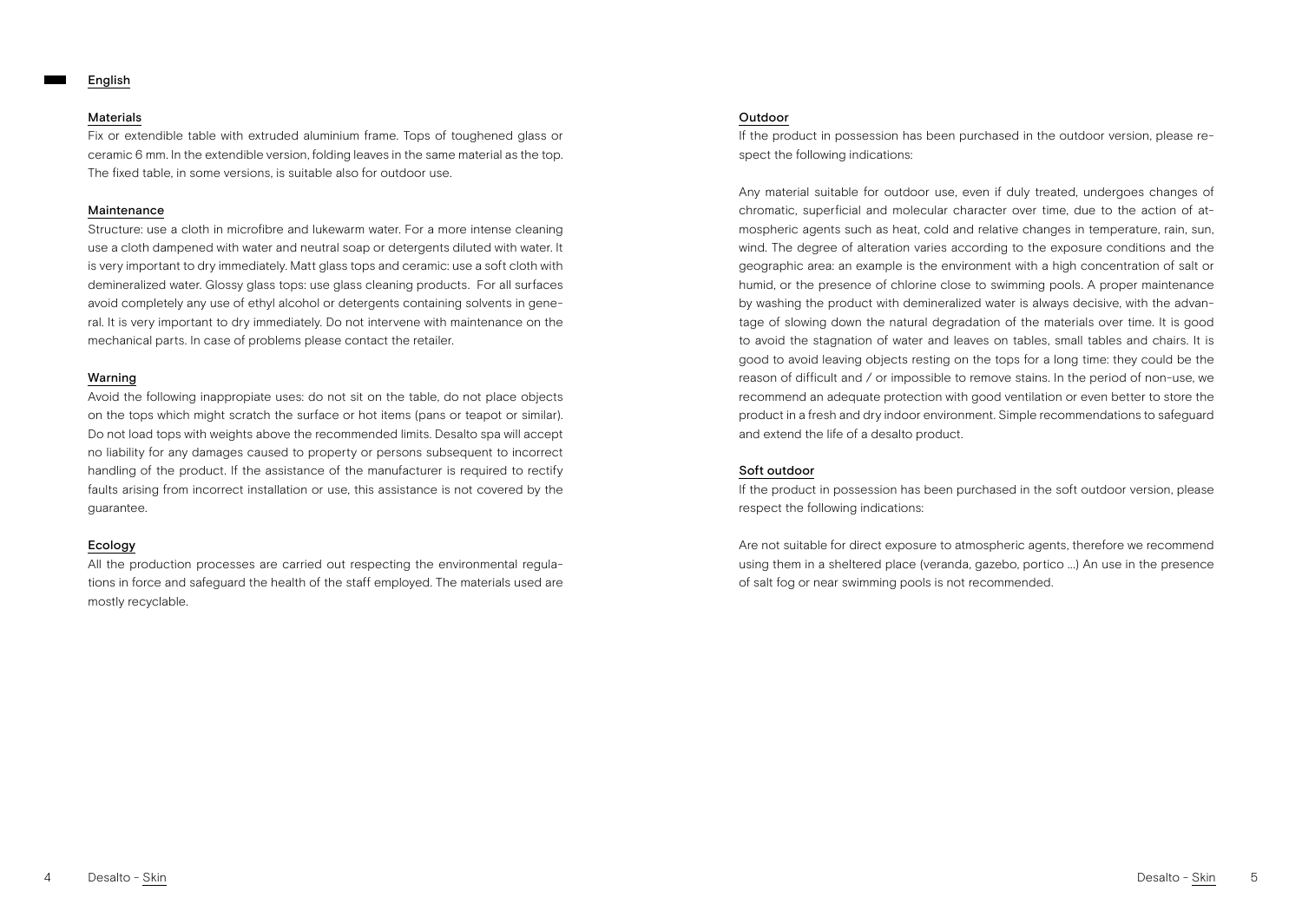## English

### Materials

Fix or extendible table with extruded aluminium frame. Tops of toughened glass or ceramic 6 mm. In the extendible version, folding leaves in the same material as the top. The fixed table, in some versions, is suitable also for outdoor use.

### Maintenance

Structure: use a cloth in microfibre and lukewarm water. For a more intense cleaning use a cloth dampened with water and neutral soap or detergents diluted with water. It is very important to dry immediately. Matt glass tops and ceramic: use a soft cloth with demineralized water. Glossy glass tops: use glass cleaning products. For all surfaces avoid completely any use of ethyl alcohol or detergents containing solvents in general. It is very important to dry immediately. Do not intervene with maintenance on the mechanical parts. In case of problems please contact the retailer.

### Warning

Avoid the following inappropiate uses: do not sit on the table, do not place objects on the tops which might scratch the surface or hot items (pans or teapot or similar). Do not load tops with weights above the recommended limits. Desalto spa will accept no liability for any damages caused to property or persons subsequent to incorrect handling of the product. If the assistance of the manufacturer is required to rectify faults arising from incorrect installation or use, this assistance is not covered by the guarantee.

### Ecology

All the production processes are carried out respecting the environmental regulations in force and safeguard the health of the staff employed. The materials used are mostly recyclable.

### Outdoor

If the product in possession has been purchased in the outdoor version, please respect the following indications:

Any material suitable for outdoor use, even if duly treated, undergoes changes of chromatic, superficial and molecular character over time, due to the action of atmospheric agents such as heat, cold and relative changes in temperature, rain, sun, wind. The degree of alteration varies according to the exposure conditions and the geographic area: an example is the environment with a high concentration of salt or humid, or the presence of chlorine close to swimming pools. A proper maintenance by washing the product with demineralized water is always decisive, with the advantage of slowing down the natural degradation of the materials over time. It is good to avoid the stagnation of water and leaves on tables, small tables and chairs. It is good to avoid leaving objects resting on the tops for a long time: they could be the reason of difficult and / or impossible to remove stains. In the period of non-use, we recommend an adequate protection with good ventilation or even better to store the product in a fresh and dry indoor environment. Simple recommendations to safeguard and extend the life of a desalto product.

### Soft outdoor

If the product in possession has been purchased in the soft outdoor version, please respect the following indications:

Are not suitable for direct exposure to atmospheric agents, therefore we recommend using them in a sheltered place (veranda, gazebo, portico ...) An use in the presence of salt fog or near swimming pools is not recommended.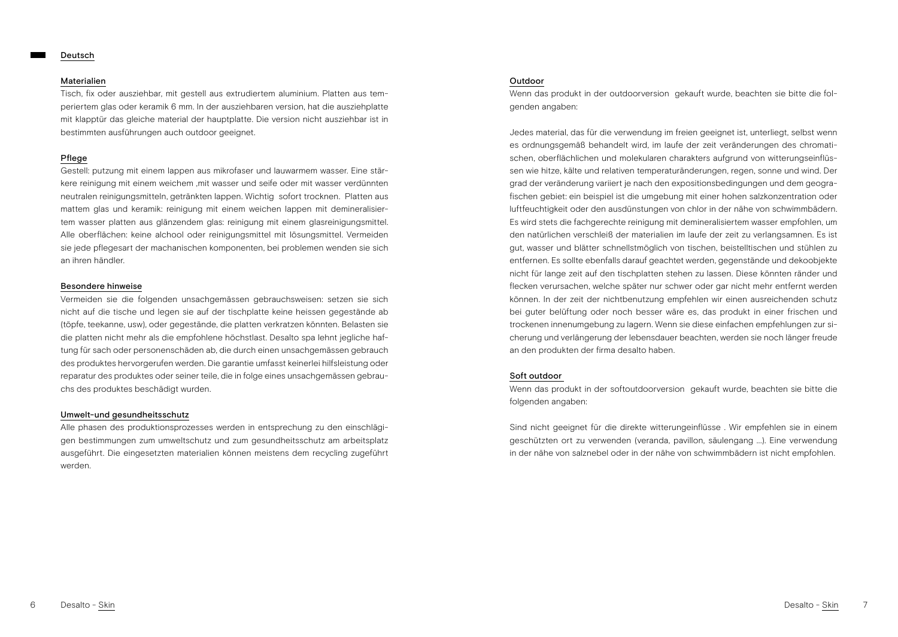## Deutsch

### Materialien

Tisch, fix oder ausziehbar, mit gestell aus extrudiertem aluminium. Platten aus tempeniertem glas oder keramik 6 mm. In der ausziehbaren version, hat die ausziehplatte mit klapptür das gleiche material der hauptplatte. Die version nicht ausziehbar ist in bestimmten ausführungen auch outdoor geeignet.

### Pflege

Gestell: putzung mit einem lappen aus mikrofaser und lauwarmem wasser. Eine stärkere reinigung mit einem weichem ,mit wasser und seife oder mit wasser verdünnten neutralen reinigungsmitteln, getränkten lappen. Wichtig sofort trocknen. Platten aus mattem glas und keramik: reinigung mit einem weichen lappen mit demineralisiertem wasser platten aus glänzendem glas: reinigung mit einem glasreinigungsmittel. Alle oberflächen: keine alchool oder reinigungsmittel mit lösungsmittel. Vermeiden sie jede pflegesart der machanischen komponenten, bei problemen wenden sie sich an ihren händler.

### Besondere hinweise

Vermeiden sie die folgenden unsachgemässen gebrauchsweisen: setzen sie sich nicht auf die tische und legen sie auf der tischplatte keine heissen gegestände ab (töpfe, teekanne, usw), oder gegestände, die platten verkratzen könnten. Belasten sie die platten nicht mehr als die empfohlene höchstlast. Desalto spa lehnt jegliche haftung für sach oder personenschäden ab, die durch einen unsachgemässen gebrauch des produktes hervorgerufen werden. Die garantie umfasst keinerlei hilfsleistung oder reparatur des produktes oder seiner teile, die in folge eines unsachgemässen gebrauchs des produktes beschädigt wurden.

### Umwelt-und gesundheitsschutz

Alle phasen des produktionsprozesses werden in entsprechung zu den einschlägigen bestimmungen zum umweltschutz und zum gesundheitsschutz am arbeitsplatz ausgeführt. Die eingesetzten materialien können meistens dem recycling zugeführt werden.

### Outdoor

Wenn das produkt in der outdoorversion gekauft wurde, beachten sie bitte die folgenden angaben:

Jedes material, das für die verwendung im freien geeignet ist, unterliegt, selbst wenn es ordnungsgemäß behandelt wird, im laufe der zeit veränderungen des chromatischen, oberflächlichen und molekularen charakters aufgrund von witterungseinflüssen wie hitze, kälte und relativen temperaturänderungen, regen, sonne und wind. Der grad der veränderung variiert je nach den expositionsbedingungen und dem geografischen gebiet: ein beispiel ist die umgebung mit einer hohen salzkonzentration oder luftfeuchtigkeit oder den ausdünstungen von chlor in der nähe von schwimmbädern. Es wird stets die fachgerechte reinigung mit demineralisiertem wasser empfohlen, um den natürlichen verschleiß der materialien im laufe der zeit zu verlangsamnen. Es ist gut, wasser und blätter schnellstmöglich von tischen, beistelltischen und stühlen zu entfernen. Es sollte ebenfalls darauf geachtet werden, gegenstände und dekoobjekte nicht für lange zeit auf den tischplatten stehen zu lassen. Diese könnten ränder und flecken verursachen, welche später nur schwer oder gar nicht mehr entfernt werden können. In der zeit der nichtbenutzung empfehlen wir einen ausreichenden schutz bei guter belüftung oder noch besser wäre es, das produkt in einer frischen und trockenen innenumgebung zu lagern. Wenn sie diese einfachen empfehlungen zur sicherung und verlängerung der lebensdauer beachten, werden sie noch länger freude an den produkten der firma desalto haben.

### Soft outdoor

Wenn das produkt in der softoutdoorversion gekauft wurde, beachten sie bitte die folgenden angaben:

Sind nicht geeignet für die direkte witterungeinflüsse . Wir empfehlen sie in einem geschützten ort zu verwenden (veranda, pavillon, säulengang ...). Eine verwendung in der nähe von salznebel oder in der nähe von schwimmbädern ist nicht empfohlen.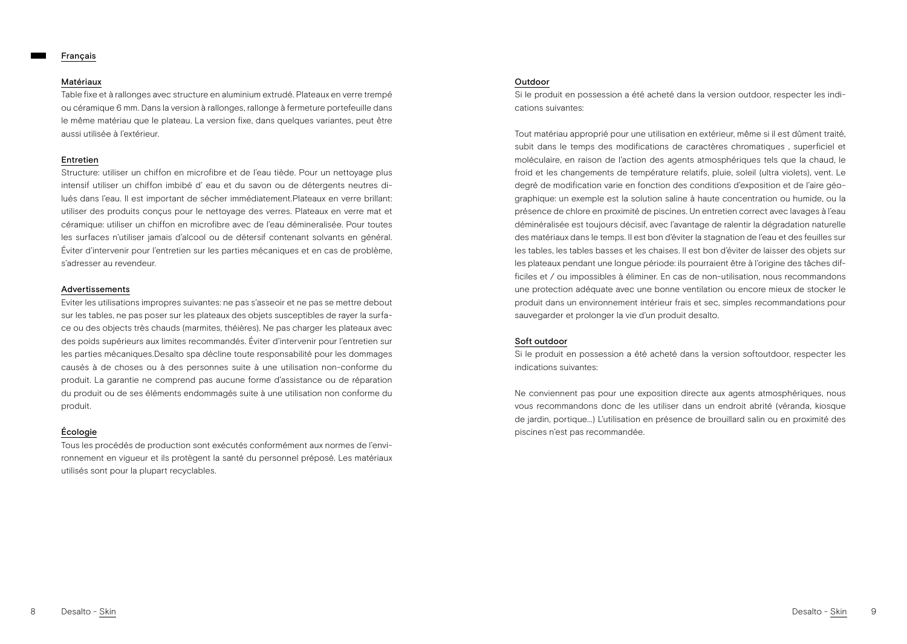## Français

### Matériaux

Table fixe et à rallonges avec structure en aluminium extrudé. Plateaux en verre trempé ou céramique 6 mm. Dans la version à rallonges, rallonge à fermeture portefeuille dans le même matériau que le plateau. La version fixe, dans quelques variantes, peut être aussi utilisée à l'extérieur.

### Entretien

Structure: utiliser un chiffon en microfibre et de l'eau tiède. Pour un nettoyage plus intensif utiliser un chiffon imbibé d' eau et du savon ou de détergents neutres dilués dans l'eau. Il est important de sécher immédiatement.Plateaux en verre brillant: utiliser des produits conçus pour le nettoyage des verres. Plateaux en verre mat et céramique: utiliser un chiffon en microfibre avec de l'eau démineralisée. Pour toutes les surfaces n'utiliser jamais d'alcool ou de détersif contenant solvants en général. Éviter d'intervenir pour l'entretien sur les parties mécaniques et en cas de problème, s'adresser au revendeur.

### Advertissements

Eviter les utilisations impropres suivantes: ne pas s'asseoir et ne pas se mettre debout sur les tables, ne pas poser sur les plateaux des objets susceptibles de rayer la surface ou des objects très chauds (marmites, théières). Ne pas charger les plateaux avec des poids supérieurs aux limites recommandés. Éviter d'intervenir pour l'entretien sur les parties mécaniques.Desalto spa décline toute responsabilité pour les dommages causés à de choses ou à des personnes suite à une utilisation non-conforme du produit. La garantie ne comprend pas aucune forme d'assistance ou de réparation du produit ou de ses éléments endommagés suite à une utilisation non conforme du produit.

### Écologie

Tous les procédés de production sont exécutés conformément aux normes de l'environnement en vigueur et ils protègent la santé du personnel préposé. Les matériaux utilisés sont pour la plupart recyclables.

### Outdoor

Si le produit en possession a été acheté dans la version outdoor, respecter les indications suivantes:

Tout matériau approprié pour une utilisation en extérieur, même si il est dûment traité, subit dans le temps des modifications de caractères chromatiques , superficiel et moléculaire, en raison de l'action des agents atmosphériques tels que la chaud, le froid et les changements de température relatifs, pluie, soleil (ultra violets), vent. Le degré de modification varie en fonction des conditions d'exposition et de l'aire géographique: un exemple est la solution saline à haute concentration ou humide, ou la présence de chlore en proximité de piscines. Un entretien correct avec lavages à l'eau déminéralisée est toujours décisif, avec l'avantage de ralentir la dégradation naturelle des matériaux dans le temps. Il est bon d'éviter la stagnation de l'eau et des feuilles sur les tables, les tables basses et les chaises. Il est bon d'éviter de laisser des objets sur les plateaux pendant une longue période: ils pourraient être à l'origine des tâches difficiles et / ou impossibles à éliminer. En cas de non-utilisation, nous recommandons une protection adéquate avec une bonne ventilation ou encore mieux de stocker le produit dans un environnement intérieur frais et sec, simples recommandations pour sauvegarder et prolonger la vie d'un produit desalto.

### Soft outdoor

Si le produit en possession a été acheté dans la version softoutdoor, respecter les indications suivantes:

Ne conviennent pas pour une exposition directe aux agents atmosphériques, nous vous recommandons donc de les utiliser dans un endroit abrité (véranda, kiosque de jardin, portique...) L'utilisation en présence de brouillard salin ou en proximité des piscines n'est pas recommandée.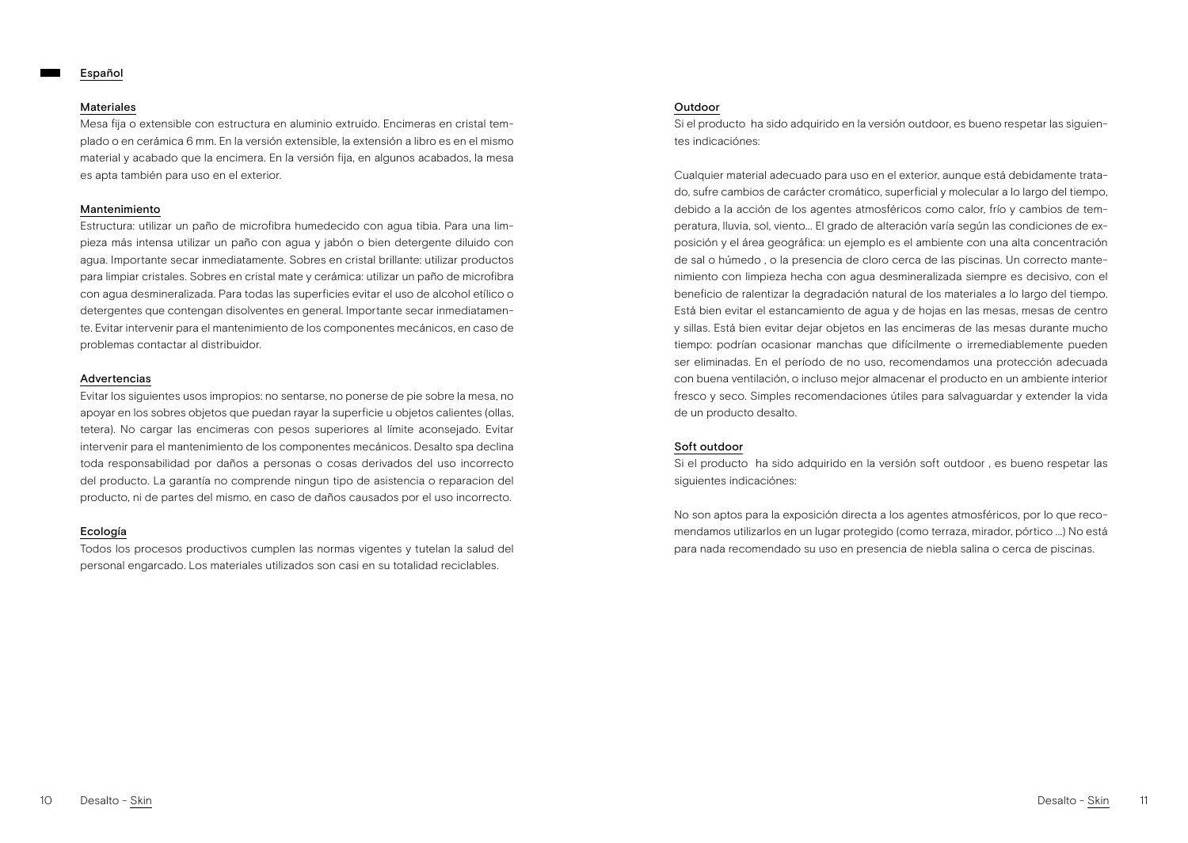## Español

### Materiales

Mesa fija o extensible con estructura en aluminio extruido. Encimeras en cristal templado o en cerámica 6 mm. En la versión extensible, la extensión a libro es en el mismo material y acabado que la encimera. En la versión fija, en algunos acabados, la mesa es apta también para uso en el exterior.

### Mantenimiento

Estructura: utilizar un paño de microfibra humedecido con agua tibia. Para una limpieza más intensa utilizar un paño con agua y jabón o bien detergente diluido con agua. Importante secar inmediatamente. Sobres en cristal brillante: utilizar productos para limpiar cristales. Sobres en cristal mate y cerámica: utilizar un paño de microfibra con agua desmineralizada. Para todas las superficies evitar el uso de alcohol etílico o detergentes que contengan disolventes en general. Importante secar inmediatamente. Evitar intervenir para el mantenimiento de los componentes mecánicos, en caso de problemas contactar al distribuidor.

### Advertencias

Evitar los siguientes usos impropios: no sentarse, no ponerse de pie sobre la mesa, no apoyar en los sobres objetos que puedan rayar la superficie u objetos calientes (ollas, tetera). No cargar las encimeras con pesos superiores al límite aconsejado. Evitar intervenir para el mantenimiento de los componentes mecánicos. Desalto spa declina toda responsabilidad por daños a personas o cosas derivados del uso incorrecto del producto. La garantía no comprende ningun tipo de asistencia o reparacion del producto, ni de partes del mismo, en caso de daños causados por el uso incorrecto.

### Ecología

Todos los procesos productivos cumplen las normas vigentes y tutelan la salud del personal engarcado. Los materiales utilizados son casi en su totalidad reciclables.

### Outdoor

Si el producto ha sido adquirido en la versión outdoor, es bueno respetar las siguientes indicaciónes:

Cualquier material adecuado para uso en el exterior, aunque está debidamente tratado, sufre cambios de carácter cromático, superficial y molecular a lo largo del tiempo, debido a la acción de los agentes atmosféricos como calor, frío y cambios de temperatura, lluvia, sol, viento... El grado de alteración varía según las condiciones de exposición y el área geográfica: un ejemplo es el ambiente con una alta concentración de sal o húmedo , o la presencia de cloro cerca de las piscinas. Un correcto mantenimiento con limpieza hecha con agua desmineralizada siempre es decisivo, con el beneficio de ralentizar la degradación natural de los materiales a lo largo del tiempo. Está bien evitar el estancamiento de agua y de hojas en las mesas, mesas de centro y sillas. Está bien evitar dejar objetos en las encimeras de las mesas durante mucho tiempo: podrían ocasionar manchas que difícilmente o irremediablemente pueden ser eliminadas. En el período de no uso, recomendamos una protección adecuada con buena ventilación, o incluso mejor almacenar el producto en un ambiente interior fresco y seco. Simples recomendaciones útiles para salvaguardar y extender la vida de un producto desalto.

### Soft outdoor

Si el producto ha sido adquirido en la versión soft outdoor , es bueno respetar las siguientes indicaciónes:

No son aptos para la exposición directa a los agentes atmosféricos, por lo que recomendamos utilizarlos en un lugar protegido (como terraza, mirador, pórtico ...) No está para nada recomendado su uso en presencia de niebla salina o cerca de piscinas.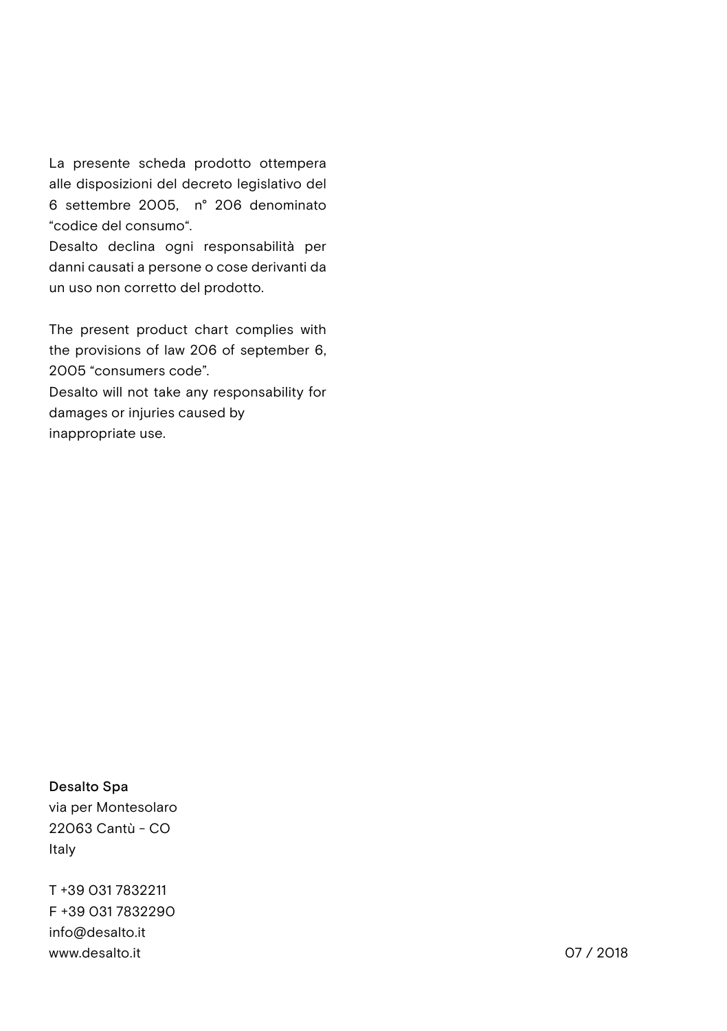La presente scheda prodotto ottempera alle disposizioni del decreto legislativo del 6 settembre 2005, n° 206 denominato “codice del consumo“.
Desalto declina ogni responsabilità per danni causati a persone o cose derivanti da un uso non corretto del prodotto.

The present product chart complies with the provisions of law 206 of september 6, 2005 “consumers code”.
Desalto will not take any responsability for damages or injuries caused by inappropriate use.

**Desalto Spa**
via per Montesolaro
22063 Cantù - CO
Italy

T +39 031 7832211
F +39 031 7832290
info@desalto.it
www.desalto.it

07 / 2018